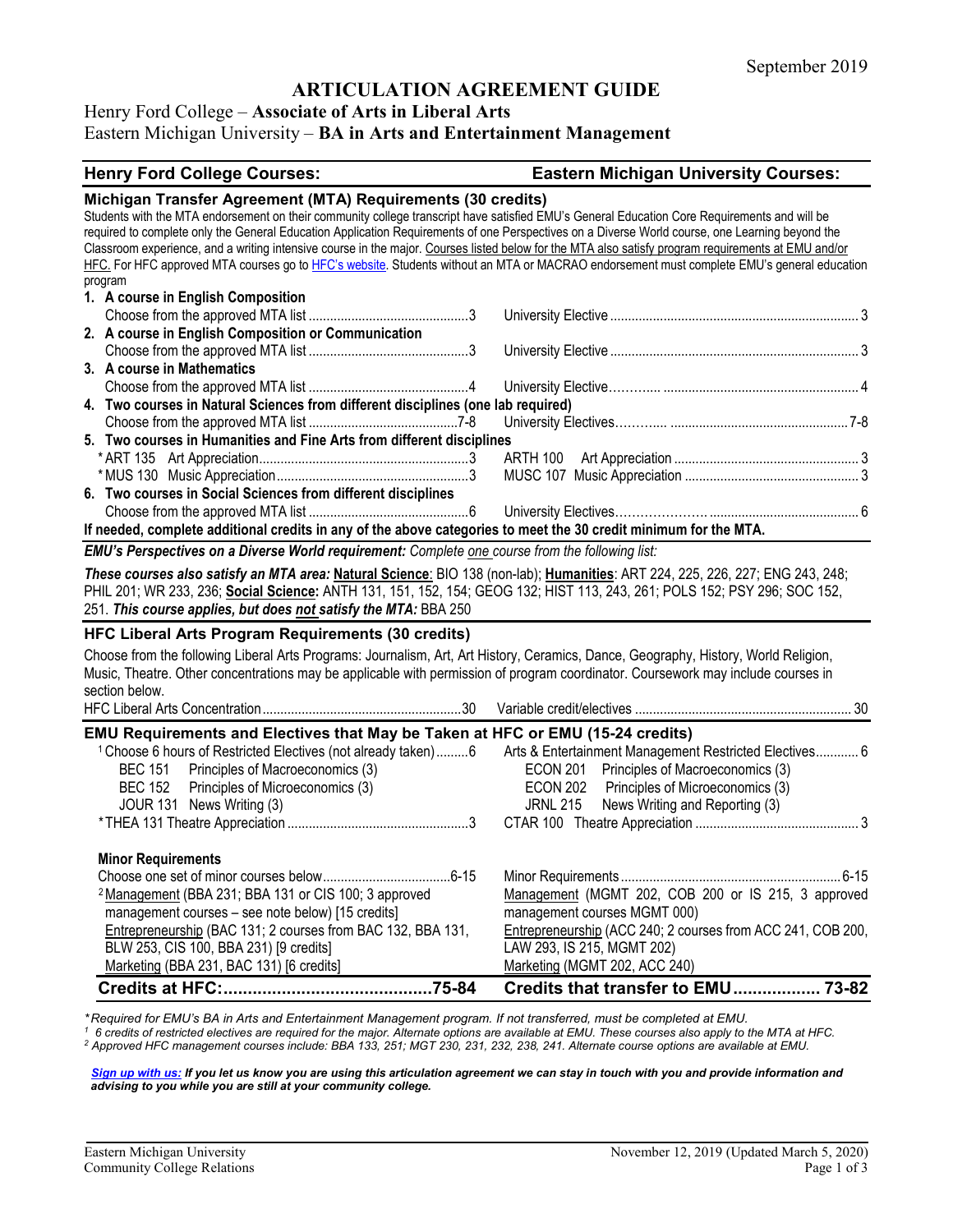September 2019

# ARTICULATION AGREEMENT GUIDE

## Henry Ford College – **Associate of Arts in Liberal Arts**
## Eastern Michigan University – **BA in Arts and Entertainment Management**

| Henry Ford College Courses: | Eastern Michigan University Courses: |
|---|---|

### Michigan Transfer Agreement (MTA) Requirements (30 credits)

Students with the MTA endorsement on their community college transcript have satisfied EMU's General Education Core Requirements and will be required to complete only the General Education Application Requirements of one Perspectives on a Diverse World course, one Learning beyond the Classroom experience, and a writing intensive course in the major. Courses listed below for the MTA also satisfy program requirements at EMU and/or HFC. For HFC approved MTA courses go to HFC's website. Students without an MTA or MACRAO endorsement must complete EMU's general education program

| Henry Ford College Courses | | Eastern Michigan University Courses | |
|---|---|---|---|
| **1. A course in English Composition** | | | |
| Choose from the approved MTA list | 3 | University Elective | 3 |
| **2. A course in English Composition or Communication** | | | |
| Choose from the approved MTA list | 3 | University Elective | 3 |
| **3. A course in Mathematics** | | | |
| Choose from the approved MTA list | 4 | University Elective | 4 |
| **4. Two courses in Natural Sciences from different disciplines (one lab required)** | | | |
| Choose from the approved MTA list | 7-8 | University Electives | 7-8 |
| **5. Two courses in Humanities and Fine Arts from different disciplines** | | | |
| *ART 135 Art Appreciation | 3 | ARTH 100 Art Appreciation | 3 |
| *MUS 130 Music Appreciation | 3 | MUSC 107 Music Appreciation | 3 |
| **6. Two courses in Social Sciences from different disciplines** | | | |
| Choose from the approved MTA list | 6 | University Electives | 6 |

**If needed, complete additional credits in any of the above categories to meet the 30 credit minimum for the MTA.**

***EMU's Perspectives on a Diverse World requirement:*** *Complete one course from the following list:*

***These courses also satisfy an MTA area:*** **Natural Science**: BIO 138 (non-lab); **Humanities**: ART 224, 225, 226, 227; ENG 243, 248; PHIL 201; WR 233, 236; **Social Science:** ANTH 131, 151, 152, 154; GEOG 132; HIST 113, 243, 261; POLS 152; PSY 296; SOC 152, 251. ***This course applies, but does not satisfy the MTA:*** BBA 250

### HFC Liberal Arts Program Requirements (30 credits)

Choose from the following Liberal Arts Programs: Journalism, Art, Art History, Ceramics, Dance, Geography, History, World Religion, Music, Theatre. Other concentrations may be applicable with permission of program coordinator. Coursework may include courses in section below.

| Henry Ford College Courses | | Eastern Michigan University Courses | |
|---|---|---|---|
| HFC Liberal Arts Concentration | 30 | Variable credit/electives | 30 |

### EMU Requirements and Electives that May be Taken at HFC or EMU (15-24 credits)

| Henry Ford College Courses | | Eastern Michigan University Courses | |
|---|---|---|---|
| [1] Choose 6 hours of Restricted Electives (not already taken) | 6 | Arts & Entertainment Management Restricted Electives | 6 |
| BEC 151 Principles of Macroeconomics (3) | | ECON 201 Principles of Macroeconomics (3) | |
| BEC 152 Principles of Microeconomics (3) | | ECON 202 Principles of Microeconomics (3) | |
| JOUR 131 News Writing (3) | | JRNL 215 News Writing and Reporting (3) | |
| *THEA 131 Theatre Appreciation | 3 | CTAR 100 Theatre Appreciation | 3 |

**Minor Requirements**

| Henry Ford College Courses | | Eastern Michigan University Courses | |
|---|---|---|---|
| Choose one set of minor courses below | 6-15 | Minor Requirements | 6-15 |
| [2] Management (BBA 231; BBA 131 or CIS 100; 3 approved management courses – see note below) [15 credits] | | Management (MGMT 202, COB 200 or IS 215, 3 approved management courses MGMT 000) | |
| Entrepreneurship (BAC 131; 2 courses from BAC 132, BBA 131, BLW 253, CIS 100, BBA 231) [9 credits] | | Entrepreneurship (ACC 240; 2 courses from ACC 241, COB 200, LAW 293, IS 215, MGMT 202) | |
| Marketing (BBA 231, BAC 131) [6 credits] | | Marketing (MGMT 202, ACC 240) | |
| **Credits at HFC:** | **75-84** | **Credits that transfer to EMU** | **73-82** |

*\*Required for EMU's BA in Arts and Entertainment Management program. If not transferred, must be completed at EMU.*

*[1] 6 credits of restricted electives are required for the major. Alternate options are available at EMU. These courses also apply to the MTA at HFC.*

*[2] Approved HFC management courses include: BBA 133, 251; MGT 230, 231, 232, 238, 241. Alternate course options are available at EMU.*

***Sign up with us:** If you let us know you are using this articulation agreement we can stay in touch with you and provide information and advising to you while you are still at your community college.*

Eastern Michigan University
Community College Relations

November 12, 2019 (Updated March 5, 2020)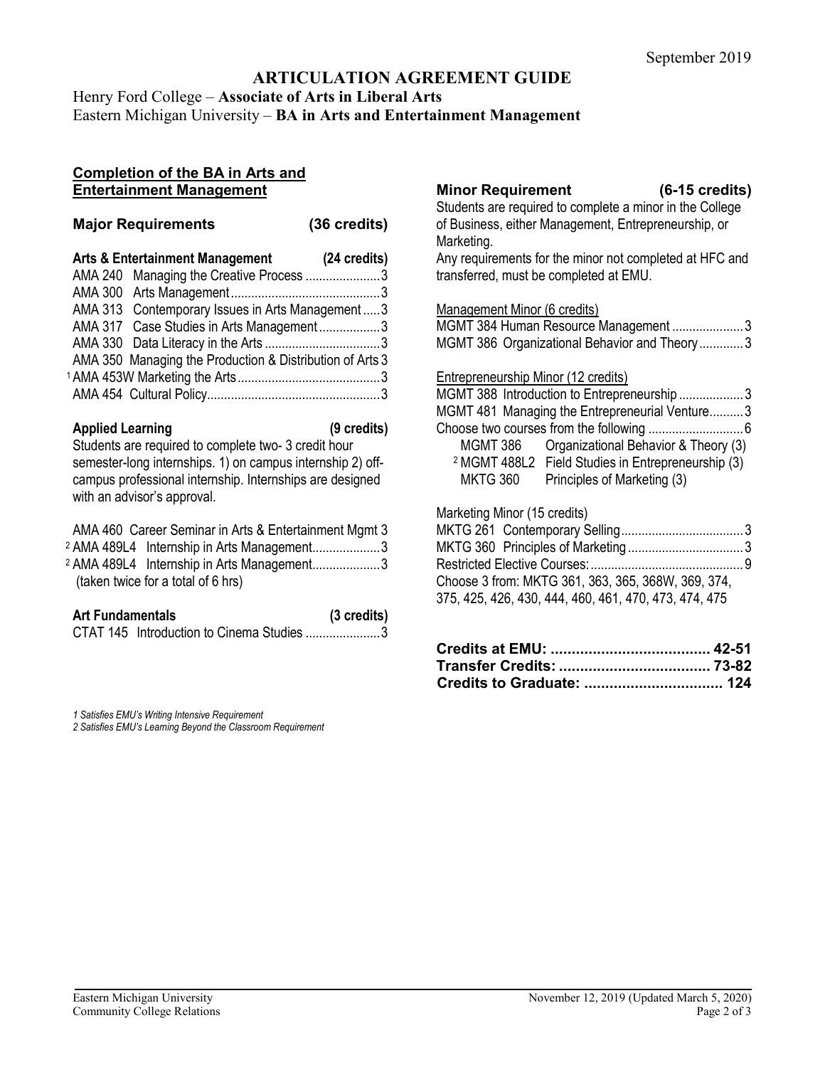September 2019

# ARTICULATION AGREEMENT GUIDE

Henry Ford College – **Associate of Arts in Liberal Arts**
Eastern Michigan University – **BA in Arts and Entertainment Management**

## Completion of the BA in Arts and Entertainment Management

### Major Requirements (36 credits)

**Arts & Entertainment Management (24 credits)**

| Course | Title | Credits |
|---|---|---|
| AMA 240 | Managing the Creative Process | 3 |
| AMA 300 | Arts Management | 3 |
| AMA 313 | Contemporary Issues in Arts Management | 3 |
| AMA 317 | Case Studies in Arts Management | 3 |
| AMA 330 | Data Literacy in the Arts | 3 |
| AMA 350 | Managing the Production & Distribution of Arts | 3 |
| [1] AMA 453W | Marketing the Arts | 3 |
| AMA 454 | Cultural Policy | 3 |

**Applied Learning (9 credits)**

Students are required to complete two- 3 credit hour semester-long internships. 1) on campus internship 2) off-campus professional internship. Internships are designed with an advisor's approval.

| Course | Title | Credits |
|---|---|---|
| AMA 460 | Career Seminar in Arts & Entertainment Mgmt | 3 |
| [2] AMA 489L4 | Internship in Arts Management | 3 |
| [2] AMA 489L4 | Internship in Arts Management | 3 |

(taken twice for a total of 6 hrs)

**Art Fundamentals (3 credits)**

| Course | Title | Credits |
|---|---|---|
| CTAT 145 | Introduction to Cinema Studies | 3 |

*1 Satisfies EMU's Writing Intensive Requirement*
*2 Satisfies EMU's Learning Beyond the Classroom Requirement*

### Minor Requirement (6-15 credits)

Students are required to complete a minor in the College of Business, either Management, Entrepreneurship, or Marketing.
Any requirements for the minor not completed at HFC and transferred, must be completed at EMU.

**Management Minor (6 credits)**

| Course | Title | Credits |
|---|---|---|
| MGMT 384 | Human Resource Management | 3 |
| MGMT 386 | Organizational Behavior and Theory | 3 |

**Entrepreneurship Minor (12 credits)**

| Course | Title | Credits |
|---|---|---|
| MGMT 388 | Introduction to Entrepreneurship | 3 |
| MGMT 481 | Managing the Entrepreneurial Venture | 3 |
| Choose two courses from the following | | 6 |

- MGMT 386 Organizational Behavior & Theory (3)
- [2] MGMT 488L2 Field Studies in Entrepreneurship (3)
- MKTG 360 Principles of Marketing (3)

**Marketing Minor (15 credits)**

| Course | Title | Credits |
|---|---|---|
| MKTG 261 | Contemporary Selling | 3 |
| MKTG 360 | Principles of Marketing | 3 |
| Restricted Elective Courses: | | 9 |

Choose 3 from: MKTG 361, 363, 365, 368W, 369, 374, 375, 425, 426, 430, 444, 460, 461, 470, 473, 474, 475

**Credits at EMU: 42-51**
**Transfer Credits: 73-82**
**Credits to Graduate: 124**

Eastern Michigan University
Community College Relations

November 12, 2019 (Updated March 5, 2020)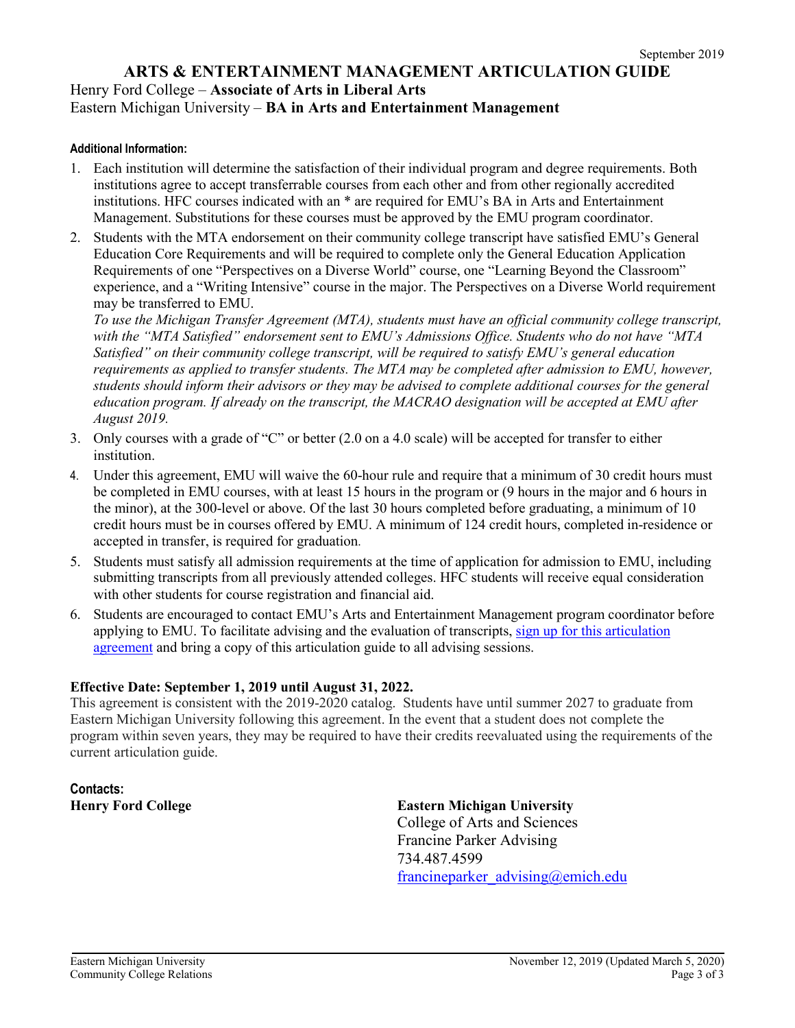September 2019

# ARTS & ENTERTAINMENT MANAGEMENT ARTICULATION GUIDE

Henry Ford College – **Associate of Arts in Liberal Arts**
Eastern Michigan University – **BA in Arts and Entertainment Management**

**Additional Information:**

1. Each institution will determine the satisfaction of their individual program and degree requirements. Both institutions agree to accept transferrable courses from each other and from other regionally accredited institutions. HFC courses indicated with an * are required for EMU's BA in Arts and Entertainment Management. Substitutions for these courses must be approved by the EMU program coordinator.
2. Students with the MTA endorsement on their community college transcript have satisfied EMU's General Education Core Requirements and will be required to complete only the General Education Application Requirements of one "Perspectives on a Diverse World" course, one "Learning Beyond the Classroom" experience, and a "Writing Intensive" course in the major. The Perspectives on a Diverse World requirement may be transferred to EMU.
   *To use the Michigan Transfer Agreement (MTA), students must have an official community college transcript, with the "MTA Satisfied" endorsement sent to EMU's Admissions Office. Students who do not have "MTA Satisfied" on their community college transcript, will be required to satisfy EMU's general education requirements as applied to transfer students. The MTA may be completed after admission to EMU, however, students should inform their advisors or they may be advised to complete additional courses for the general education program. If already on the transcript, the MACRAO designation will be accepted at EMU after August 2019.*
3. Only courses with a grade of "C" or better (2.0 on a 4.0 scale) will be accepted for transfer to either institution.
4. Under this agreement, EMU will waive the 60-hour rule and require that a minimum of 30 credit hours must be completed in EMU courses, with at least 15 hours in the program or (9 hours in the major and 6 hours in the minor), at the 300-level or above. Of the last 30 hours completed before graduating, a minimum of 10 credit hours must be in courses offered by EMU. A minimum of 124 credit hours, completed in-residence or accepted in transfer, is required for graduation.
5. Students must satisfy all admission requirements at the time of application for admission to EMU, including submitting transcripts from all previously attended colleges. HFC students will receive equal consideration with other students for course registration and financial aid.
6. Students are encouraged to contact EMU's Arts and Entertainment Management program coordinator before applying to EMU. To facilitate advising and the evaluation of transcripts, sign up for this articulation agreement and bring a copy of this articulation guide to all advising sessions.

**Effective Date: September 1, 2019 until August 31, 2022.**

This agreement is consistent with the 2019-2020 catalog. Students have until summer 2027 to graduate from Eastern Michigan University following this agreement. In the event that a student does not complete the program within seven years, they may be required to have their credits reevaluated using the requirements of the current articulation guide.

**Contacts:**

**Henry Ford College**

**Eastern Michigan University**
College of Arts and Sciences
Francine Parker Advising
734.487.4599
francineparker_advising@emich.edu

Eastern Michigan University
Community College Relations

November 12, 2019 (Updated March 5, 2020)